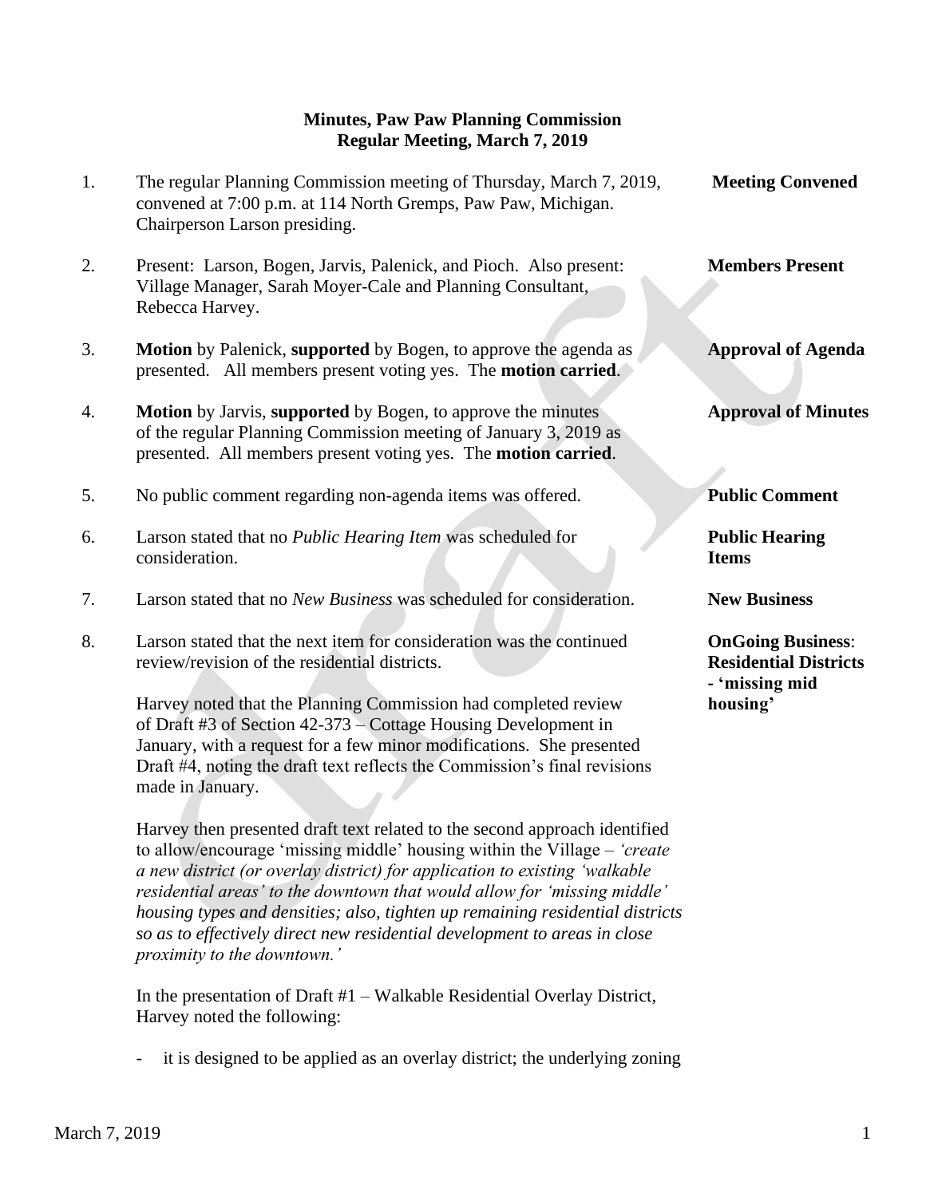**Minutes, Paw Paw Planning Commission**
**Regular Meeting, March 7, 2019**

1. The regular Planning Commission meeting of Thursday, March 7, 2019, convened at 7:00 p.m. at 114 North Gremps, Paw Paw, Michigan. Chairperson Larson presiding. — **Meeting Convened**

2. Present: Larson, Bogen, Jarvis, Palenick, and Pioch. Also present: Village Manager, Sarah Moyer-Cale and Planning Consultant, Rebecca Harvey. — **Members Present**

3. **Motion** by Palenick, **supported** by Bogen, to approve the agenda as presented. All members present voting yes. The **motion carried**. — **Approval of Agenda**

4. **Motion** by Jarvis, **supported** by Bogen, to approve the minutes of the regular Planning Commission meeting of January 3, 2019 as presented. All members present voting yes. The **motion carried**. — **Approval of Minutes**

5. No public comment regarding non-agenda items was offered. — **Public Comment**

6. Larson stated that no *Public Hearing Item* was scheduled for consideration. — **Public Hearing Items**

7. Larson stated that no *New Business* was scheduled for consideration. — **New Business**

8. Larson stated that the next item for consideration was the continued review/revision of the residential districts. — **OnGoing Business: Residential Districts - 'missing mid housing'**

   Harvey noted that the Planning Commission had completed review of Draft #3 of Section 42-373 – Cottage Housing Development in January, with a request for a few minor modifications. She presented Draft #4, noting the draft text reflects the Commission's final revisions made in January.

   Harvey then presented draft text related to the second approach identified to allow/encourage 'missing middle' housing within the Village – *'create a new district (or overlay district) for application to existing 'walkable residential areas' to the downtown that would allow for 'missing middle' housing types and densities; also, tighten up remaining residential districts so as to effectively direct new residential development to areas in close proximity to the downtown.'*

   In the presentation of Draft #1 – Walkable Residential Overlay District, Harvey noted the following:

   - it is designed to be applied as an overlay district; the underlying zoning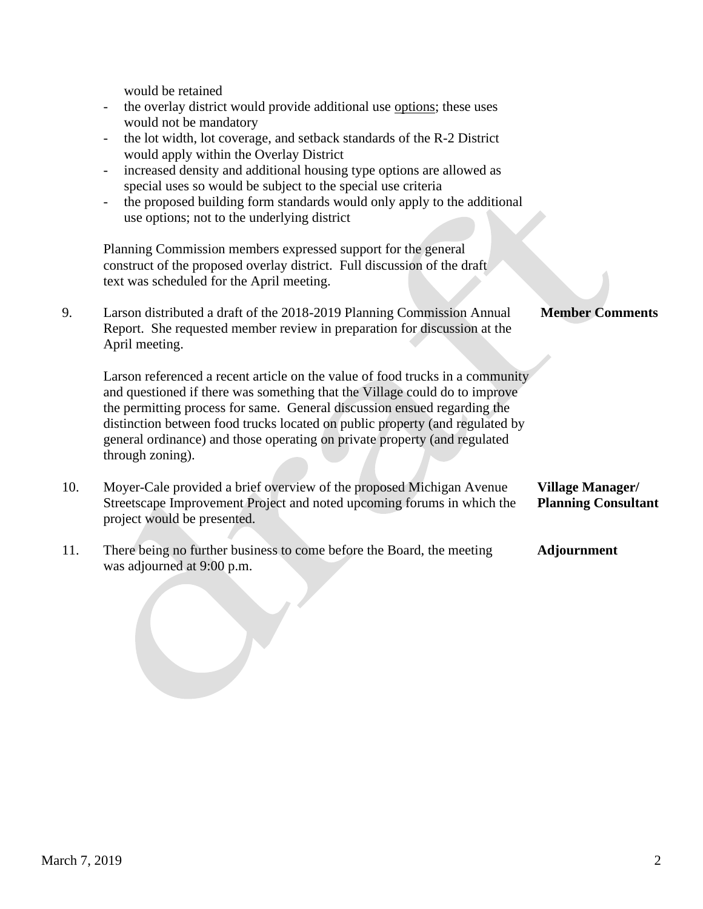would be retained

- the overlay district would provide additional use options; these uses would not be mandatory
- the lot width, lot coverage, and setback standards of the R-2 District would apply within the Overlay District
- increased density and additional housing type options are allowed as special uses so would be subject to the special use criteria
- the proposed building form standards would only apply to the additional use options; not to the underlying district

Planning Commission members expressed support for the general construct of the proposed overlay district. Full discussion of the draft text was scheduled for the April meeting.

9. **Member Comments**

Larson distributed a draft of the 2018-2019 Planning Commission Annual Report. She requested member review in preparation for discussion at the April meeting.

Larson referenced a recent article on the value of food trucks in a community and questioned if there was something that the Village could do to improve the permitting process for same. General discussion ensued regarding the distinction between food trucks located on public property (and regulated by general ordinance) and those operating on private property (and regulated through zoning).

10. **Village Manager/ Planning Consultant**

Moyer-Cale provided a brief overview of the proposed Michigan Avenue Streetscape Improvement Project and noted upcoming forums in which the project would be presented.

11. **Adjournment**

There being no further business to come before the Board, the meeting was adjourned at 9:00 p.m.

March 7, 2019